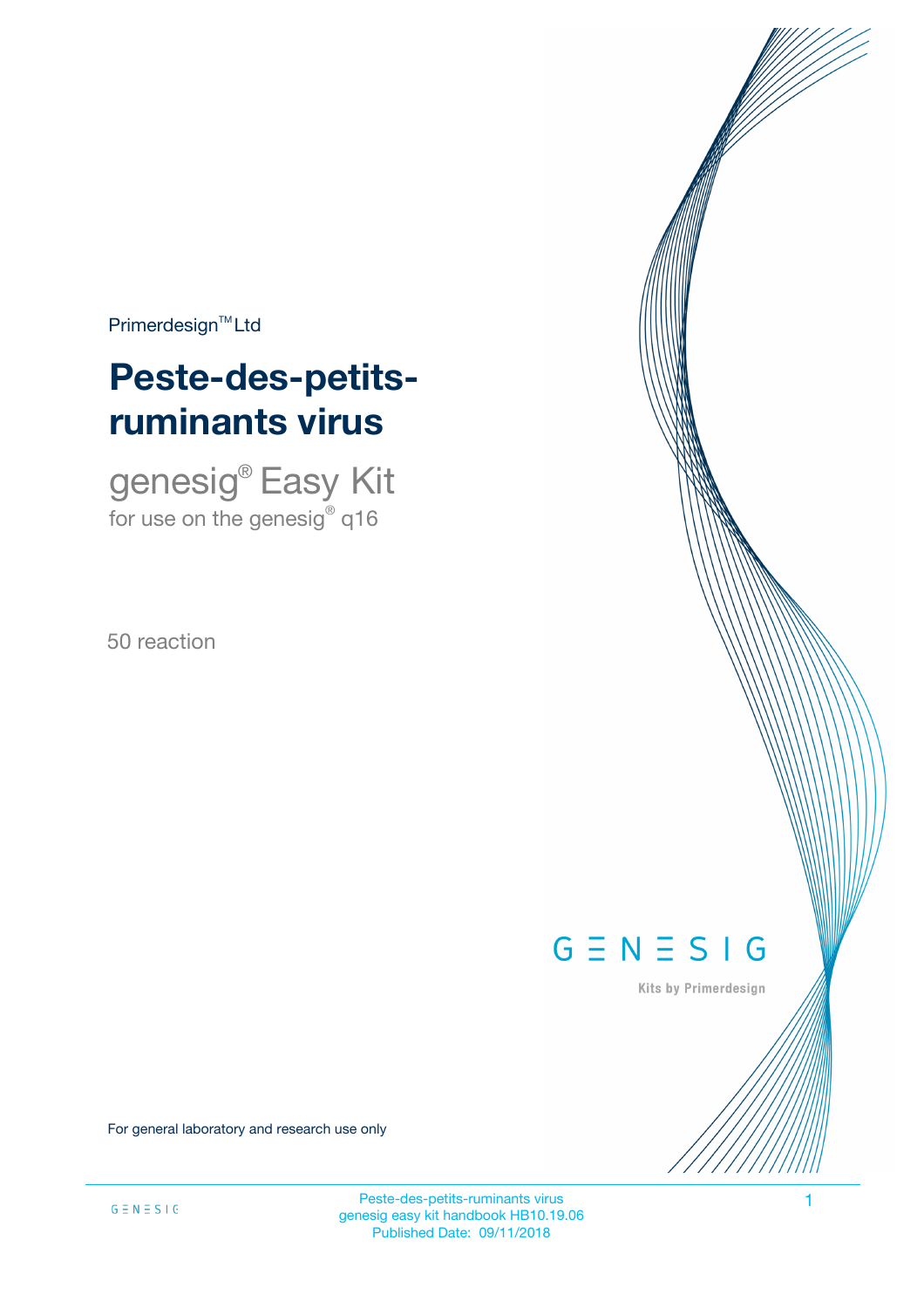Primerdesign™ Ltd

# Peste-des-petits-ruminants virus

## genesig® Easy Kit

for use on the genesig® q16

50 reaction

GENESIG

Kits by Primerdesign

For general laboratory and research use only

Peste-des-petits-ruminants virus
genesig easy kit handbook HB10.19.06
Published Date: 09/11/2018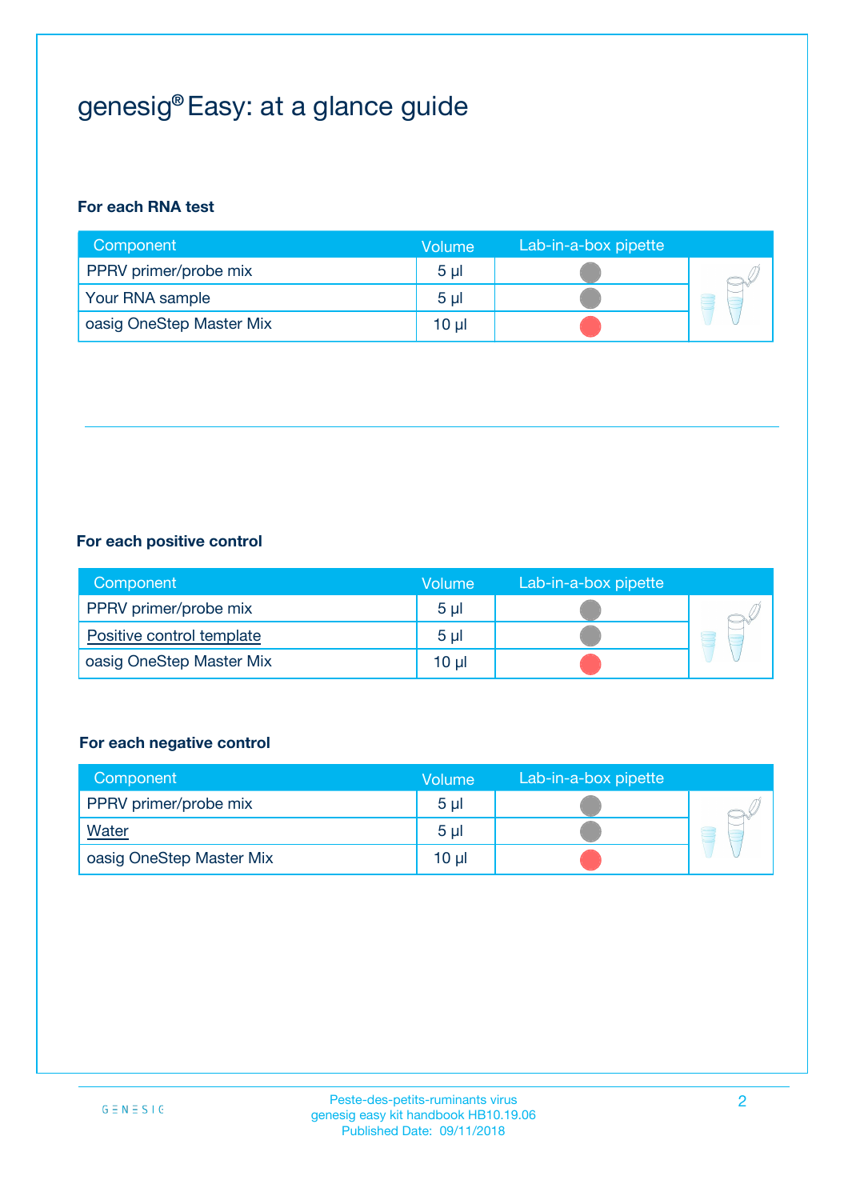# genesig® Easy: at a glance guide

**For each RNA test**

| Component | Volume | Lab-in-a-box pipette |
|---|---|---|
| PPRV primer/probe mix | 5 µl | |
| Your RNA sample | 5 µl | |
| oasig OneStep Master Mix | 10 µl | |

**For each positive control**

| Component | Volume | Lab-in-a-box pipette |
|---|---|---|
| PPRV primer/probe mix | 5 µl | |
| Positive control template | 5 µl | |
| oasig OneStep Master Mix | 10 µl | |

**For each negative control**

| Component | Volume | Lab-in-a-box pipette |
|---|---|---|
| PPRV primer/probe mix | 5 µl | |
| Water | 5 µl | |
| oasig OneStep Master Mix | 10 µl | |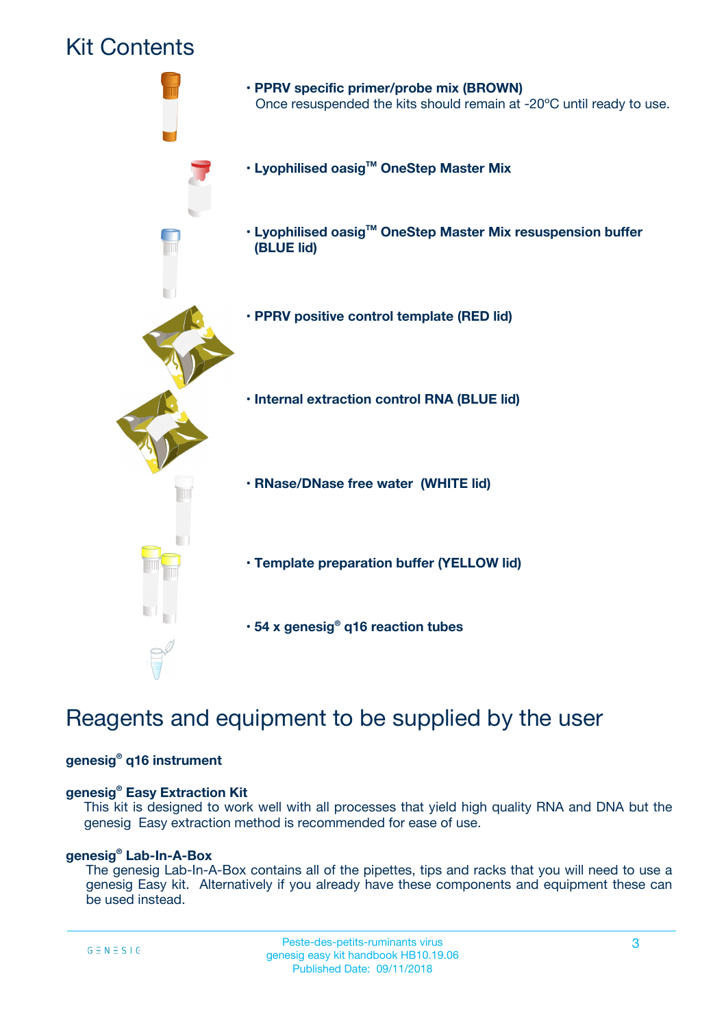# Kit Contents

- **PPRV specific primer/probe mix (BROWN)**
  Once resuspended the kits should remain at -20ºC until ready to use.
- **Lyophilised oasig™ OneStep Master Mix**
- **Lyophilised oasig™ OneStep Master Mix resuspension buffer (BLUE lid)**
- **PPRV positive control template (RED lid)**
- **Internal extraction control RNA (BLUE lid)**
- **RNase/DNase free water (WHITE lid)**
- **Template preparation buffer (YELLOW lid)**
- **54 x genesig® q16 reaction tubes**

# Reagents and equipment to be supplied by the user

**genesig® q16 instrument**

**genesig® Easy Extraction Kit**

This kit is designed to work well with all processes that yield high quality RNA and DNA but the genesig Easy extraction method is recommended for ease of use.

**genesig® Lab-In-A-Box**

The genesig Lab-In-A-Box contains all of the pipettes, tips and racks that you will need to use a genesig Easy kit. Alternatively if you already have these components and equipment these can be used instead.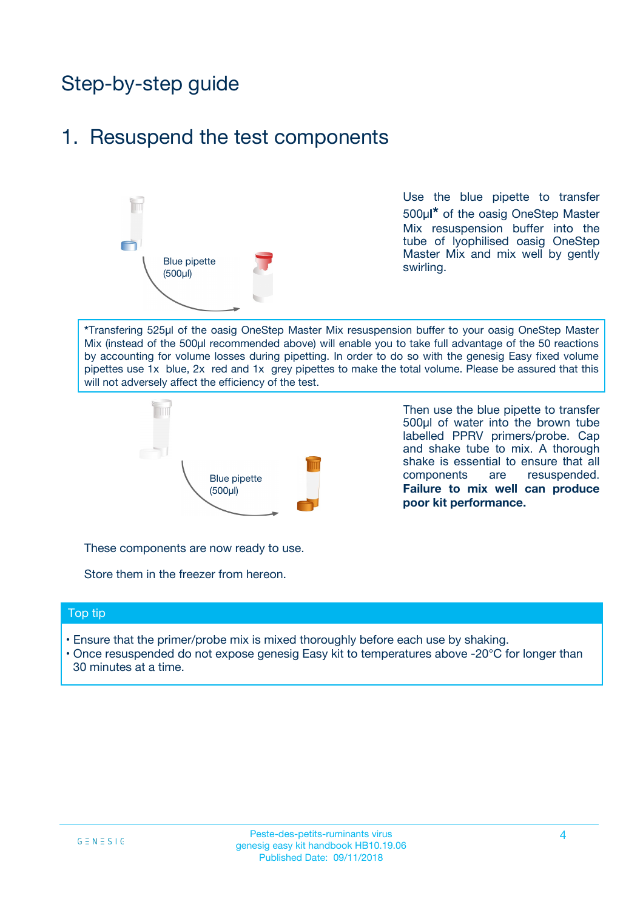# Step-by-step guide

## 1. Resuspend the test components

Blue pipette (500µl)

Use the blue pipette to transfer 500µl* of the oasig OneStep Master Mix resuspension buffer into the tube of lyophilised oasig OneStep Master Mix and mix well by gently swirling.

*Transfering 525µl of the oasig OneStep Master Mix resuspension buffer to your oasig OneStep Master Mix (instead of the 500µl recommended above) will enable you to take full advantage of the 50 reactions by accounting for volume losses during pipetting. In order to do so with the genesig Easy fixed volume pipettes use 1x blue, 2x red and 1x grey pipettes to make the total volume. Please be assured that this will not adversely affect the efficiency of the test.

Blue pipette (500µl)

Then use the blue pipette to transfer 500µl of water into the brown tube labelled PPRV primers/probe. Cap and shake tube to mix. A thorough shake is essential to ensure that all components are resuspended. **Failure to mix well can produce poor kit performance.**

These components are now ready to use.

Store them in the freezer from hereon.

### Top tip

- Ensure that the primer/probe mix is mixed thoroughly before each use by shaking.
- Once resuspended do not expose genesig Easy kit to temperatures above -20°C for longer than 30 minutes at a time.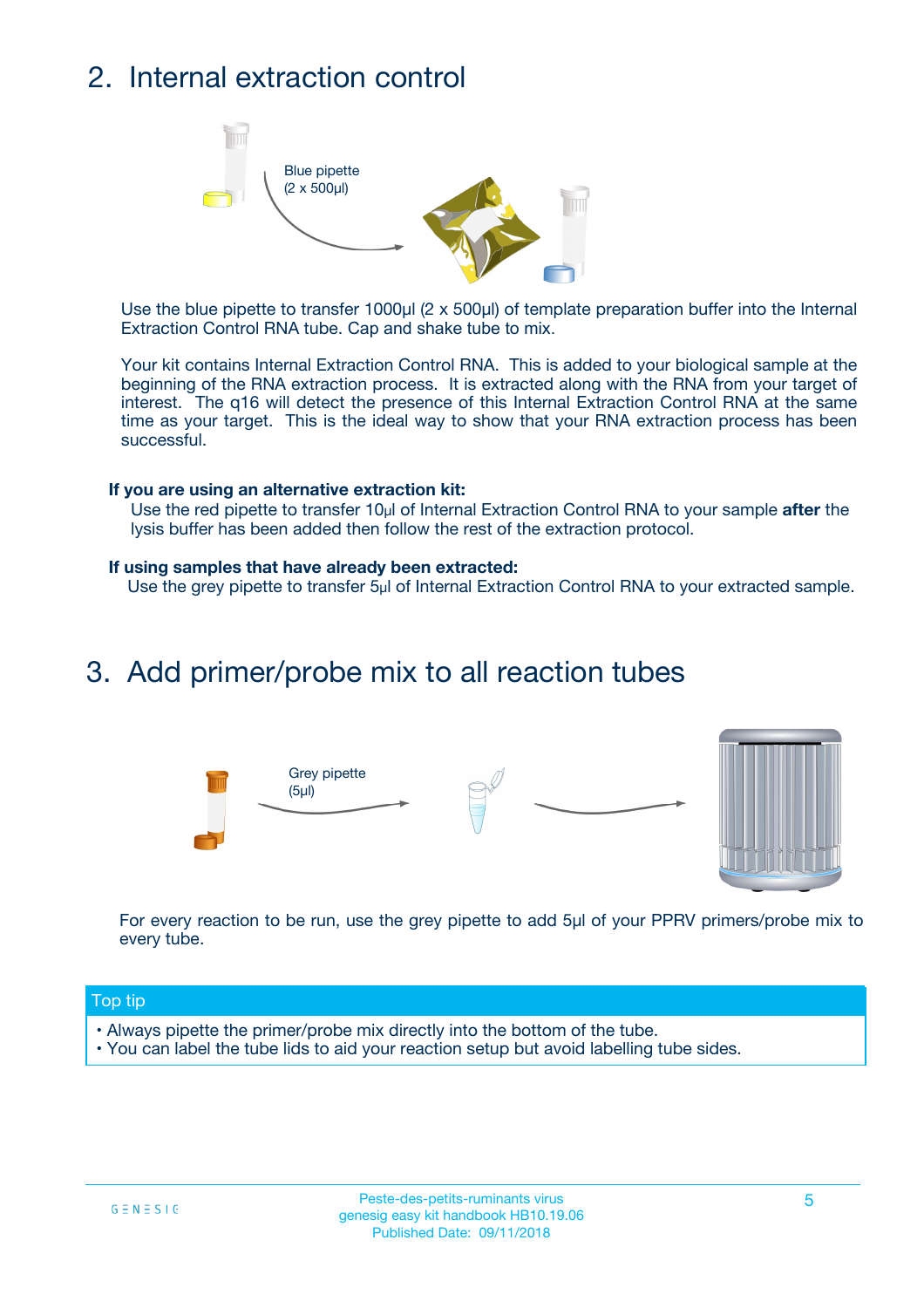## 2. Internal extraction control

Blue pipette
(2 x 500µl)

Use the blue pipette to transfer 1000µl (2 x 500µl) of template preparation buffer into the Internal Extraction Control RNA tube. Cap and shake tube to mix.

Your kit contains Internal Extraction Control RNA. This is added to your biological sample at the beginning of the RNA extraction process. It is extracted along with the RNA from your target of interest. The q16 will detect the presence of this Internal Extraction Control RNA at the same time as your target. This is the ideal way to show that your RNA extraction process has been successful.

**If you are using an alternative extraction kit:**

Use the red pipette to transfer 10µl of Internal Extraction Control RNA to your sample **after** the lysis buffer has been added then follow the rest of the extraction protocol.

**If using samples that have already been extracted:**

Use the grey pipette to transfer 5µl of Internal Extraction Control RNA to your extracted sample.

## 3. Add primer/probe mix to all reaction tubes

Grey pipette
(5µl)

For every reaction to be run, use the grey pipette to add 5µl of your PPRV primers/probe mix to every tube.

**Top tip**

- Always pipette the primer/probe mix directly into the bottom of the tube.
- You can label the tube lids to aid your reaction setup but avoid labelling tube sides.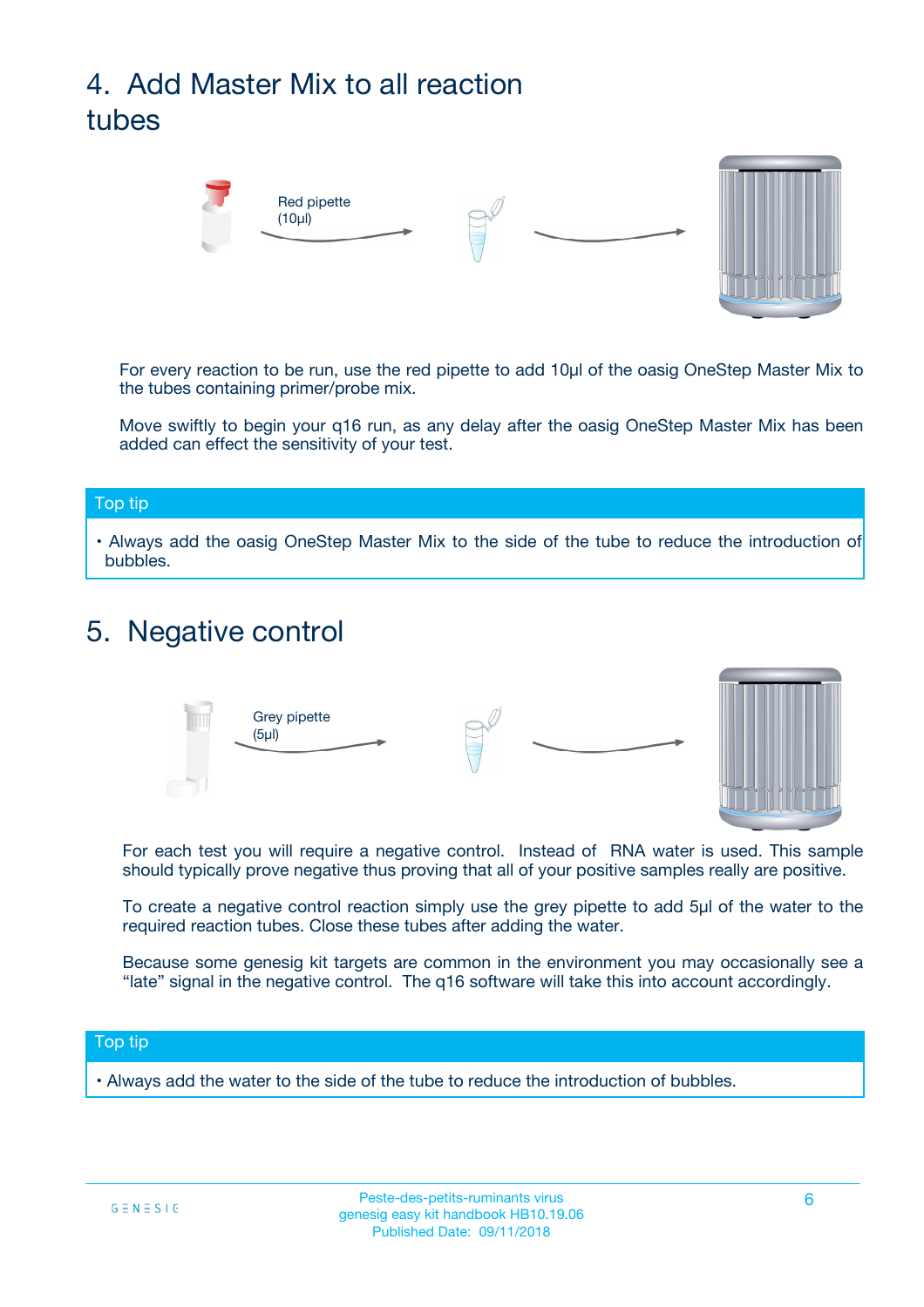## 4. Add Master Mix to all reaction tubes

Red pipette (10µl)

For every reaction to be run, use the red pipette to add 10µl of the oasig OneStep Master Mix to the tubes containing primer/probe mix.

Move swiftly to begin your q16 run, as any delay after the oasig OneStep Master Mix has been added can effect the sensitivity of your test.

**Top tip**

- Always add the oasig OneStep Master Mix to the side of the tube to reduce the introduction of bubbles.

## 5. Negative control

Grey pipette (5µl)

For each test you will require a negative control. Instead of RNA water is used. This sample should typically prove negative thus proving that all of your positive samples really are positive.

To create a negative control reaction simply use the grey pipette to add 5µl of the water to the required reaction tubes. Close these tubes after adding the water.

Because some genesig kit targets are common in the environment you may occasionally see a "late" signal in the negative control. The q16 software will take this into account accordingly.

**Top tip**

- Always add the water to the side of the tube to reduce the introduction of bubbles.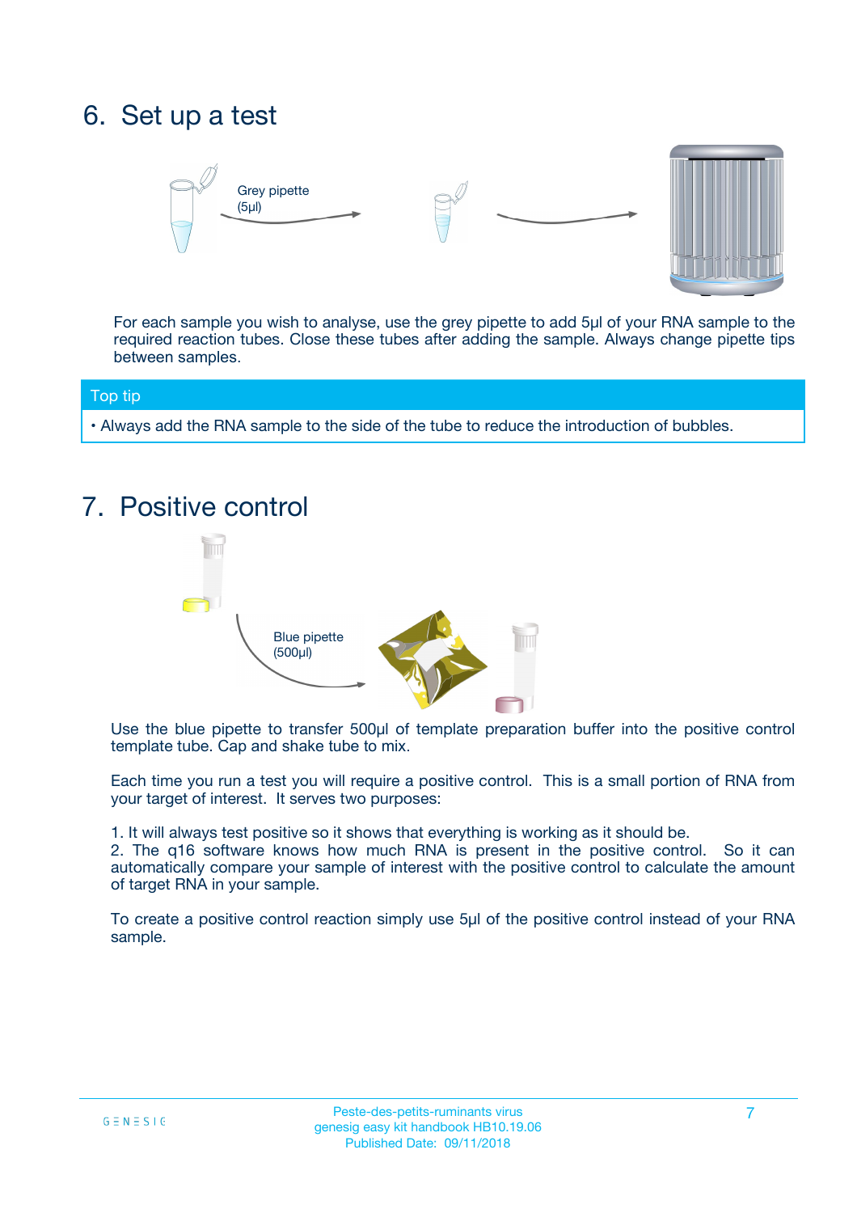# 6. Set up a test

Grey pipette (5µl)

For each sample you wish to analyse, use the grey pipette to add 5µl of your RNA sample to the required reaction tubes. Close these tubes after adding the sample. Always change pipette tips between samples.

**Top tip**

- Always add the RNA sample to the side of the tube to reduce the introduction of bubbles.

# 7. Positive control

Blue pipette (500µl)

Use the blue pipette to transfer 500µl of template preparation buffer into the positive control template tube. Cap and shake tube to mix.

Each time you run a test you will require a positive control. This is a small portion of RNA from your target of interest. It serves two purposes:

1. It will always test positive so it shows that everything is working as it should be.
2. The q16 software knows how much RNA is present in the positive control. So it can automatically compare your sample of interest with the positive control to calculate the amount of target RNA in your sample.

To create a positive control reaction simply use 5µl of the positive control instead of your RNA sample.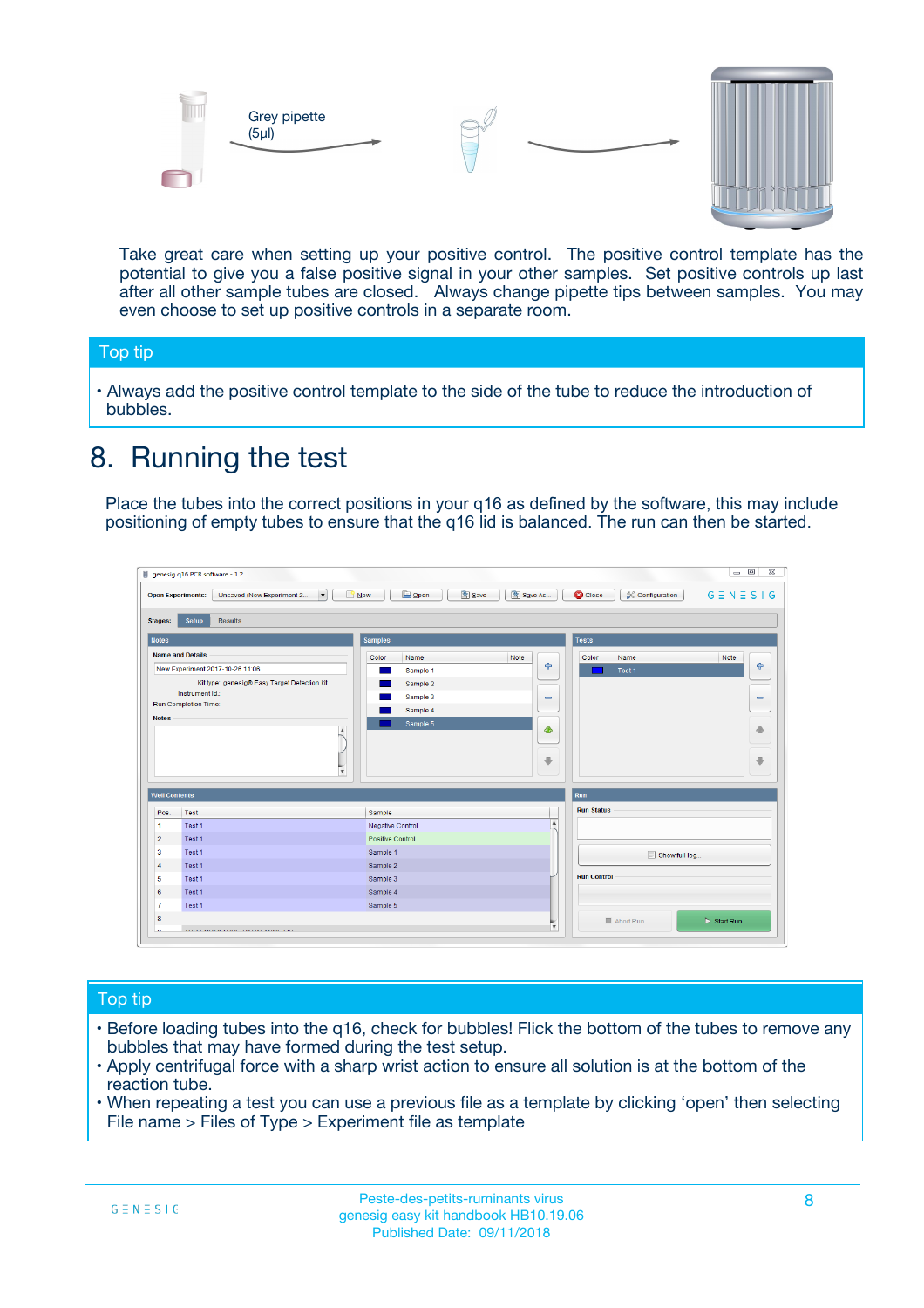Grey pipette (5µl)

Take great care when setting up your positive control. The positive control template has the potential to give you a false positive signal in your other samples. Set positive controls up last after all other sample tubes are closed. Always change pipette tips between samples. You may even choose to set up positive controls in a separate room.

**Top tip**

- Always add the positive control template to the side of the tube to reduce the introduction of bubbles.

# 8. Running the test

Place the tubes into the correct positions in your q16 as defined by the software, this may include positioning of empty tubes to ensure that the q16 lid is balanced. The run can then be started.

**Top tip**

- Before loading tubes into the q16, check for bubbles! Flick the bottom of the tubes to remove any bubbles that may have formed during the test setup.
- Apply centrifugal force with a sharp wrist action to ensure all solution is at the bottom of the reaction tube.
- When repeating a test you can use a previous file as a template by clicking ‘open’ then selecting File name > Files of Type > Experiment file as template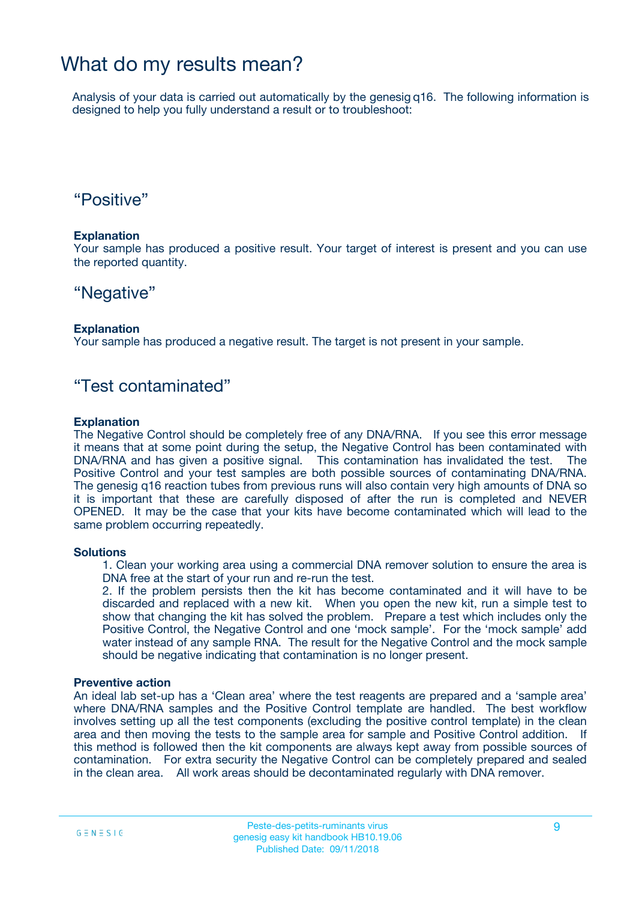# What do my results mean?

Analysis of your data is carried out automatically by the genesig q16. The following information is designed to help you fully understand a result or to troubleshoot:

## "Positive"

**Explanation**
Your sample has produced a positive result. Your target of interest is present and you can use the reported quantity.

## "Negative"

**Explanation**
Your sample has produced a negative result. The target is not present in your sample.

## "Test contaminated"

**Explanation**
The Negative Control should be completely free of any DNA/RNA. If you see this error message it means that at some point during the setup, the Negative Control has been contaminated with DNA/RNA and has given a positive signal. This contamination has invalidated the test. The Positive Control and your test samples are both possible sources of contaminating DNA/RNA. The genesig q16 reaction tubes from previous runs will also contain very high amounts of DNA so it is important that these are carefully disposed of after the run is completed and NEVER OPENED. It may be the case that your kits have become contaminated which will lead to the same problem occurring repeatedly.

**Solutions**

1. Clean your working area using a commercial DNA remover solution to ensure the area is DNA free at the start of your run and re-run the test.
2. If the problem persists then the kit has become contaminated and it will have to be discarded and replaced with a new kit. When you open the new kit, run a simple test to show that changing the kit has solved the problem. Prepare a test which includes only the Positive Control, the Negative Control and one 'mock sample'. For the 'mock sample' add water instead of any sample RNA. The result for the Negative Control and the mock sample should be negative indicating that contamination is no longer present.

**Preventive action**
An ideal lab set-up has a 'Clean area' where the test reagents are prepared and a 'sample area' where DNA/RNA samples and the Positive Control template are handled. The best workflow involves setting up all the test components (excluding the positive control template) in the clean area and then moving the tests to the sample area for sample and Positive Control addition. If this method is followed then the kit components are always kept away from possible sources of contamination. For extra security the Negative Control can be completely prepared and sealed in the clean area. All work areas should be decontaminated regularly with DNA remover.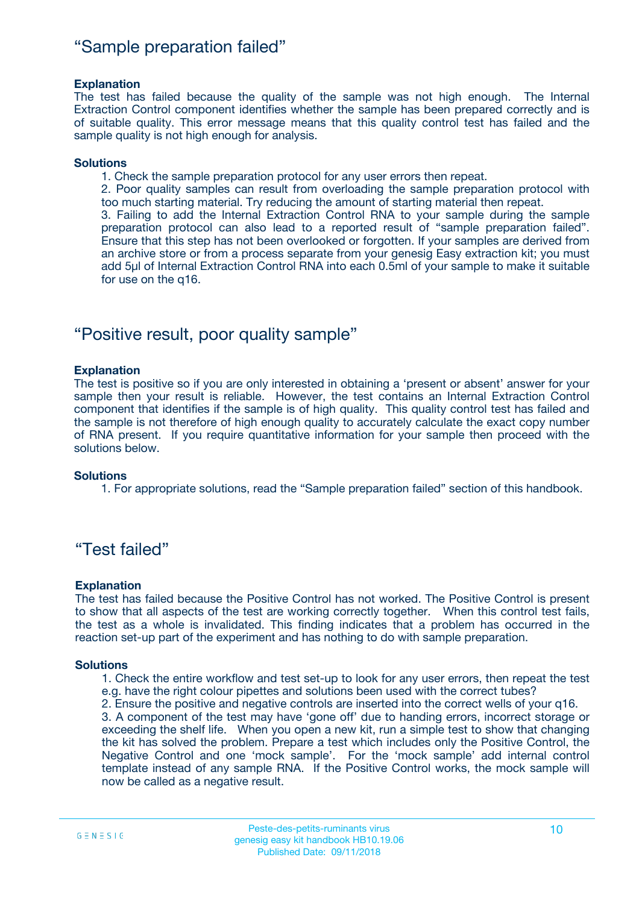## “Sample preparation failed”

**Explanation**

The test has failed because the quality of the sample was not high enough. The Internal Extraction Control component identifies whether the sample has been prepared correctly and is of suitable quality. This error message means that this quality control test has failed and the sample quality is not high enough for analysis.

**Solutions**

1. Check the sample preparation protocol for any user errors then repeat.
2. Poor quality samples can result from overloading the sample preparation protocol with too much starting material. Try reducing the amount of starting material then repeat.
3. Failing to add the Internal Extraction Control RNA to your sample during the sample preparation protocol can also lead to a reported result of “sample preparation failed”. Ensure that this step has not been overlooked or forgotten. If your samples are derived from an archive store or from a process separate from your genesig Easy extraction kit; you must add 5µl of Internal Extraction Control RNA into each 0.5ml of your sample to make it suitable for use on the q16.

## “Positive result, poor quality sample”

**Explanation**

The test is positive so if you are only interested in obtaining a ‘present or absent’ answer for your sample then your result is reliable. However, the test contains an Internal Extraction Control component that identifies if the sample is of high quality. This quality control test has failed and the sample is not therefore of high enough quality to accurately calculate the exact copy number of RNA present. If you require quantitative information for your sample then proceed with the solutions below.

**Solutions**

1. For appropriate solutions, read the “Sample preparation failed” section of this handbook.

## “Test failed”

**Explanation**

The test has failed because the Positive Control has not worked. The Positive Control is present to show that all aspects of the test are working correctly together. When this control test fails, the test as a whole is invalidated. This finding indicates that a problem has occurred in the reaction set-up part of the experiment and has nothing to do with sample preparation.

**Solutions**

1. Check the entire workflow and test set-up to look for any user errors, then repeat the test e.g. have the right colour pipettes and solutions been used with the correct tubes?
2. Ensure the positive and negative controls are inserted into the correct wells of your q16.
3. A component of the test may have ‘gone off’ due to handing errors, incorrect storage or exceeding the shelf life. When you open a new kit, run a simple test to show that changing the kit has solved the problem. Prepare a test which includes only the Positive Control, the Negative Control and one ‘mock sample’. For the ‘mock sample’ add internal control template instead of any sample RNA. If the Positive Control works, the mock sample will now be called as a negative result.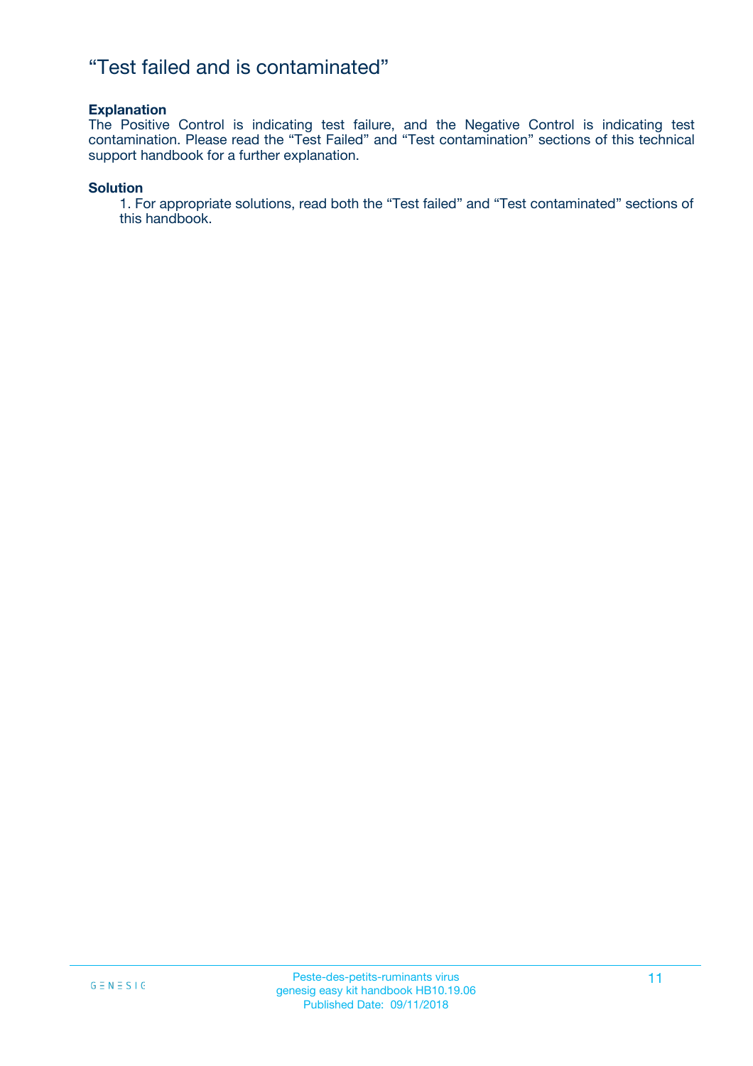# “Test failed and is contaminated”

**Explanation**

The Positive Control is indicating test failure, and the Negative Control is indicating test contamination. Please read the “Test Failed” and “Test contamination” sections of this technical support handbook for a further explanation.

**Solution**

1. For appropriate solutions, read both the “Test failed” and “Test contaminated” sections of this handbook.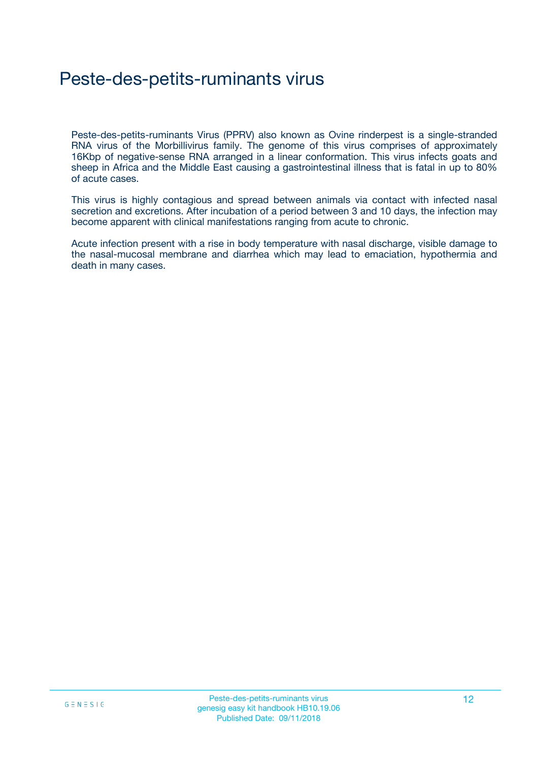# Peste-des-petits-ruminants virus

Peste-des-petits-ruminants Virus (PPRV) also known as Ovine rinderpest is a single-stranded RNA virus of the Morbillivirus family. The genome of this virus comprises of approximately 16Kbp of negative-sense RNA arranged in a linear conformation. This virus infects goats and sheep in Africa and the Middle East causing a gastrointestinal illness that is fatal in up to 80% of acute cases.

This virus is highly contagious and spread between animals via contact with infected nasal secretion and excretions. After incubation of a period between 3 and 10 days, the infection may become apparent with clinical manifestations ranging from acute to chronic.

Acute infection present with a rise in body temperature with nasal discharge, visible damage to the nasal-mucosal membrane and diarrhea which may lead to emaciation, hypothermia and death in many cases.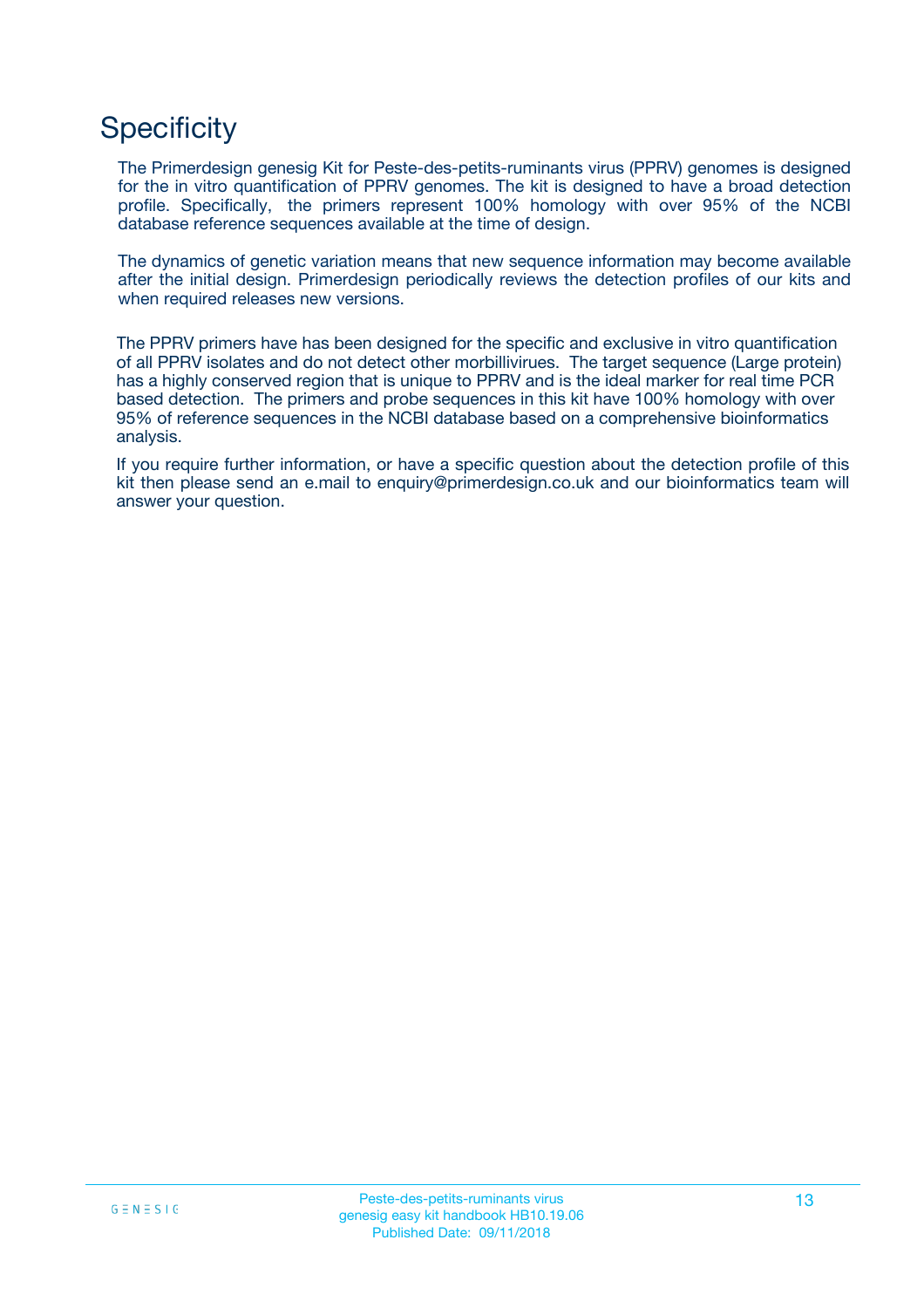# Specificity

The Primerdesign genesig Kit for Peste-des-petits-ruminants virus (PPRV) genomes is designed for the in vitro quantification of PPRV genomes. The kit is designed to have a broad detection profile. Specifically, the primers represent 100% homology with over 95% of the NCBI database reference sequences available at the time of design.

The dynamics of genetic variation means that new sequence information may become available after the initial design. Primerdesign periodically reviews the detection profiles of our kits and when required releases new versions.

The PPRV primers have has been designed for the specific and exclusive in vitro quantification of all PPRV isolates and do not detect other morbillivirues. The target sequence (Large protein) has a highly conserved region that is unique to PPRV and is the ideal marker for real time PCR based detection. The primers and probe sequences in this kit have 100% homology with over 95% of reference sequences in the NCBI database based on a comprehensive bioinformatics analysis.

If you require further information, or have a specific question about the detection profile of this kit then please send an e.mail to enquiry@primerdesign.co.uk and our bioinformatics team will answer your question.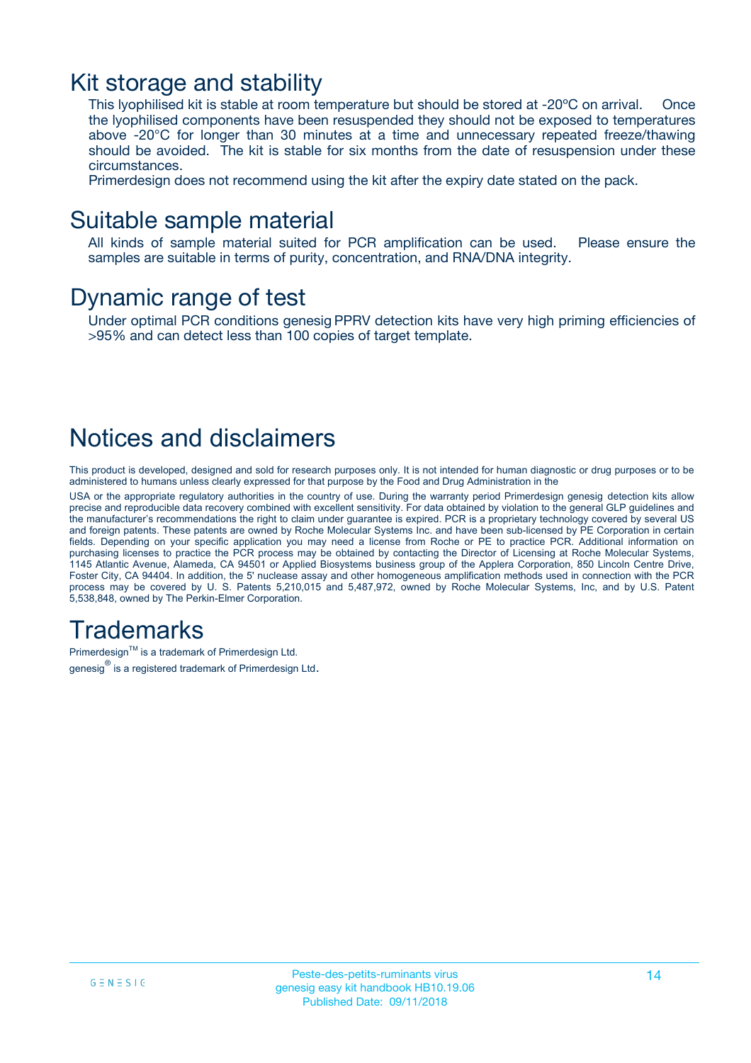## Kit storage and stability

This lyophilised kit is stable at room temperature but should be stored at -20ºC on arrival. Once the lyophilised components have been resuspended they should not be exposed to temperatures above -20°C for longer than 30 minutes at a time and unnecessary repeated freeze/thawing should be avoided. The kit is stable for six months from the date of resuspension under these circumstances.

Primerdesign does not recommend using the kit after the expiry date stated on the pack.

## Suitable sample material

All kinds of sample material suited for PCR amplification can be used. Please ensure the samples are suitable in terms of purity, concentration, and RNA/DNA integrity.

## Dynamic range of test

Under optimal PCR conditions genesig PPRV detection kits have very high priming efficiencies of >95% and can detect less than 100 copies of target template.

## Notices and disclaimers

This product is developed, designed and sold for research purposes only. It is not intended for human diagnostic or drug purposes or to be administered to humans unless clearly expressed for that purpose by the Food and Drug Administration in the

USA or the appropriate regulatory authorities in the country of use. During the warranty period Primerdesign genesig detection kits allow precise and reproducible data recovery combined with excellent sensitivity. For data obtained by violation to the general GLP guidelines and the manufacturer's recommendations the right to claim under guarantee is expired. PCR is a proprietary technology covered by several US and foreign patents. These patents are owned by Roche Molecular Systems Inc. and have been sub-licensed by PE Corporation in certain fields. Depending on your specific application you may need a license from Roche or PE to practice PCR. Additional information on purchasing licenses to practice the PCR process may be obtained by contacting the Director of Licensing at Roche Molecular Systems, 1145 Atlantic Avenue, Alameda, CA 94501 or Applied Biosystems business group of the Applera Corporation, 850 Lincoln Centre Drive, Foster City, CA 94404. In addition, the 5' nuclease assay and other homogeneous amplification methods used in connection with the PCR process may be covered by U. S. Patents 5,210,015 and 5,487,972, owned by Roche Molecular Systems, Inc, and by U.S. Patent 5,538,848, owned by The Perkin-Elmer Corporation.

## Trademarks

Primerdesign™ is a trademark of Primerdesign Ltd.

genesig® is a registered trademark of Primerdesign Ltd.